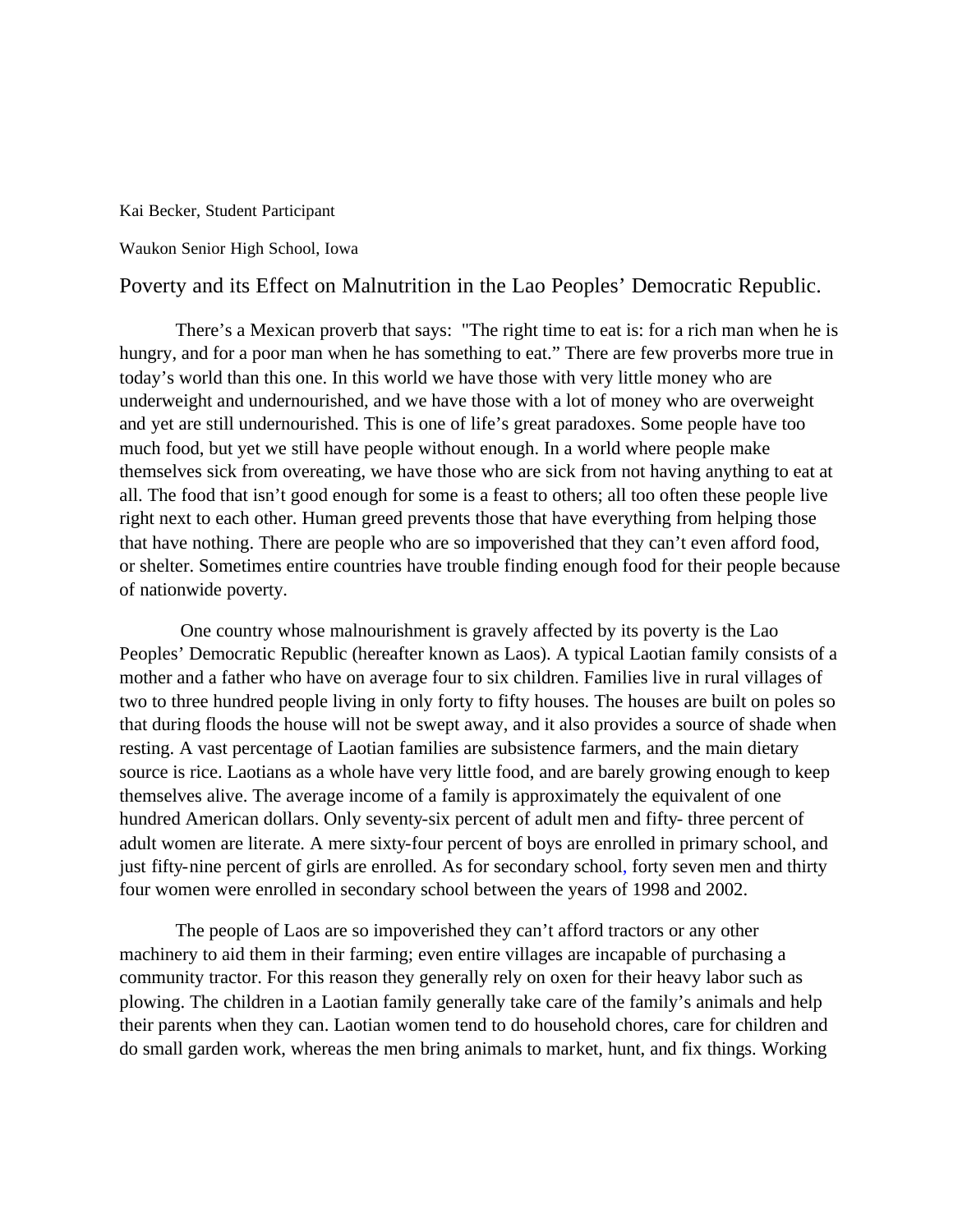Kai Becker, Student Participant

Waukon Senior High School, Iowa

# Poverty and its Effect on Malnutrition in the Lao Peoples' Democratic Republic.

There's a Mexican proverb that says: "The right time to eat is: for a rich man when he is hungry, and for a poor man when he has something to eat." There are few proverbs more true in today's world than this one. In this world we have those with very little money who are underweight and undernourished, and we have those with a lot of money who are overweight and yet are still undernourished. This is one of life's great paradoxes. Some people have too much food, but yet we still have people without enough. In a world where people make themselves sick from overeating, we have those who are sick from not having anything to eat at all. The food that isn't good enough for some is a feast to others; all too often these people live right next to each other. Human greed prevents those that have everything from helping those that have nothing. There are people who are so impoverished that they can't even afford food, or shelter. Sometimes entire countries have trouble finding enough food for their people because of nationwide poverty.

One country whose malnourishment is gravely affected by its poverty is the Lao Peoples' Democratic Republic (hereafter known as Laos). A typical Laotian family consists of a mother and a father who have on average four to six children. Families live in rural villages of two to three hundred people living in only forty to fifty houses. The houses are built on poles so that during floods the house will not be swept away, and it also provides a source of shade when resting. A vast percentage of Laotian families are subsistence farmers, and the main dietary source is rice. Laotians as a whole have very little food, and are barely growing enough to keep themselves alive. The average income of a family is approximately the equivalent of one hundred American dollars. Only seventy-six percent of adult men and fifty- three percent of adult women are literate. A mere sixty-four percent of boys are enrolled in primary school, and just fifty-nine percent of girls are enrolled. As for secondary school, forty seven men and thirty four women were enrolled in secondary school between the years of 1998 and 2002.

The people of Laos are so impoverished they can't afford tractors or any other machinery to aid them in their farming; even entire villages are incapable of purchasing a community tractor. For this reason they generally rely on oxen for their heavy labor such as plowing. The children in a Laotian family generally take care of the family's animals and help their parents when they can. Laotian women tend to do household chores, care for children and do small garden work, whereas the men bring animals to market, hunt, and fix things. Working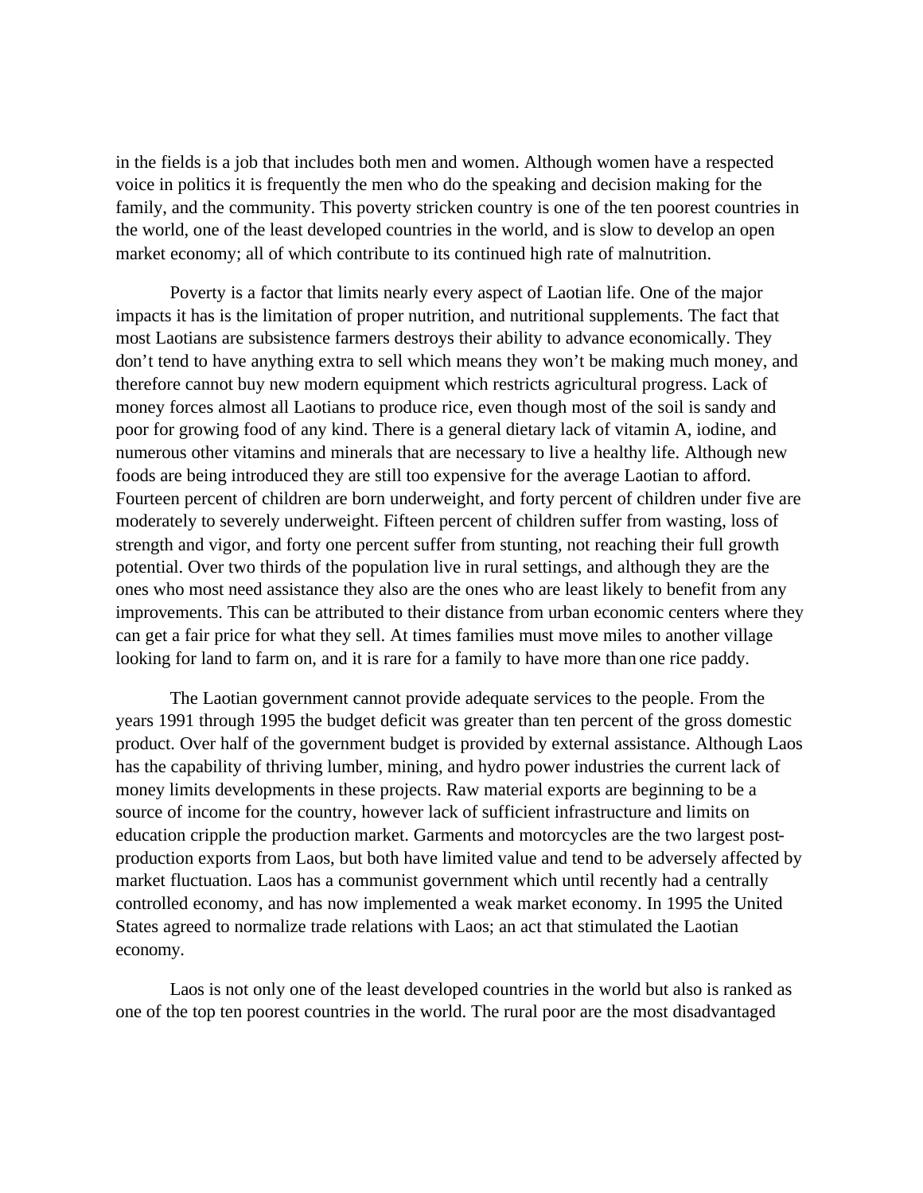in the fields is a job that includes both men and women. Although women have a respected voice in politics it is frequently the men who do the speaking and decision making for the family, and the community. This poverty stricken country is one of the ten poorest countries in the world, one of the least developed countries in the world, and is slow to develop an open market economy; all of which contribute to its continued high rate of malnutrition.

Poverty is a factor that limits nearly every aspect of Laotian life. One of the major impacts it has is the limitation of proper nutrition, and nutritional supplements. The fact that most Laotians are subsistence farmers destroys their ability to advance economically. They don't tend to have anything extra to sell which means they won't be making much money, and therefore cannot buy new modern equipment which restricts agricultural progress. Lack of money forces almost all Laotians to produce rice, even though most of the soil is sandy and poor for growing food of any kind. There is a general dietary lack of vitamin A, iodine, and numerous other vitamins and minerals that are necessary to live a healthy life. Although new foods are being introduced they are still too expensive for the average Laotian to afford. Fourteen percent of children are born underweight, and forty percent of children under five are moderately to severely underweight. Fifteen percent of children suffer from wasting, loss of strength and vigor, and forty one percent suffer from stunting, not reaching their full growth potential. Over two thirds of the population live in rural settings, and although they are the ones who most need assistance they also are the ones who are least likely to benefit from any improvements. This can be attributed to their distance from urban economic centers where they can get a fair price for what they sell. At times families must move miles to another village looking for land to farm on, and it is rare for a family to have more than one rice paddy.

The Laotian government cannot provide adequate services to the people. From the years 1991 through 1995 the budget deficit was greater than ten percent of the gross domestic product. Over half of the government budget is provided by external assistance. Although Laos has the capability of thriving lumber, mining, and hydro power industries the current lack of money limits developments in these projects. Raw material exports are beginning to be a source of income for the country, however lack of sufficient infrastructure and limits on education cripple the production market. Garments and motorcycles are the two largest post-production exports from Laos, but both have limited value and tend to be adversely affected by market fluctuation. Laos has a communist government which until recently had a centrally controlled economy, and has now implemented a weak market economy. In 1995 the United States agreed to normalize trade relations with Laos; an act that stimulated the Laotian economy.

Laos is not only one of the least developed countries in the world but also is ranked as one of the top ten poorest countries in the world. The rural poor are the most disadvantaged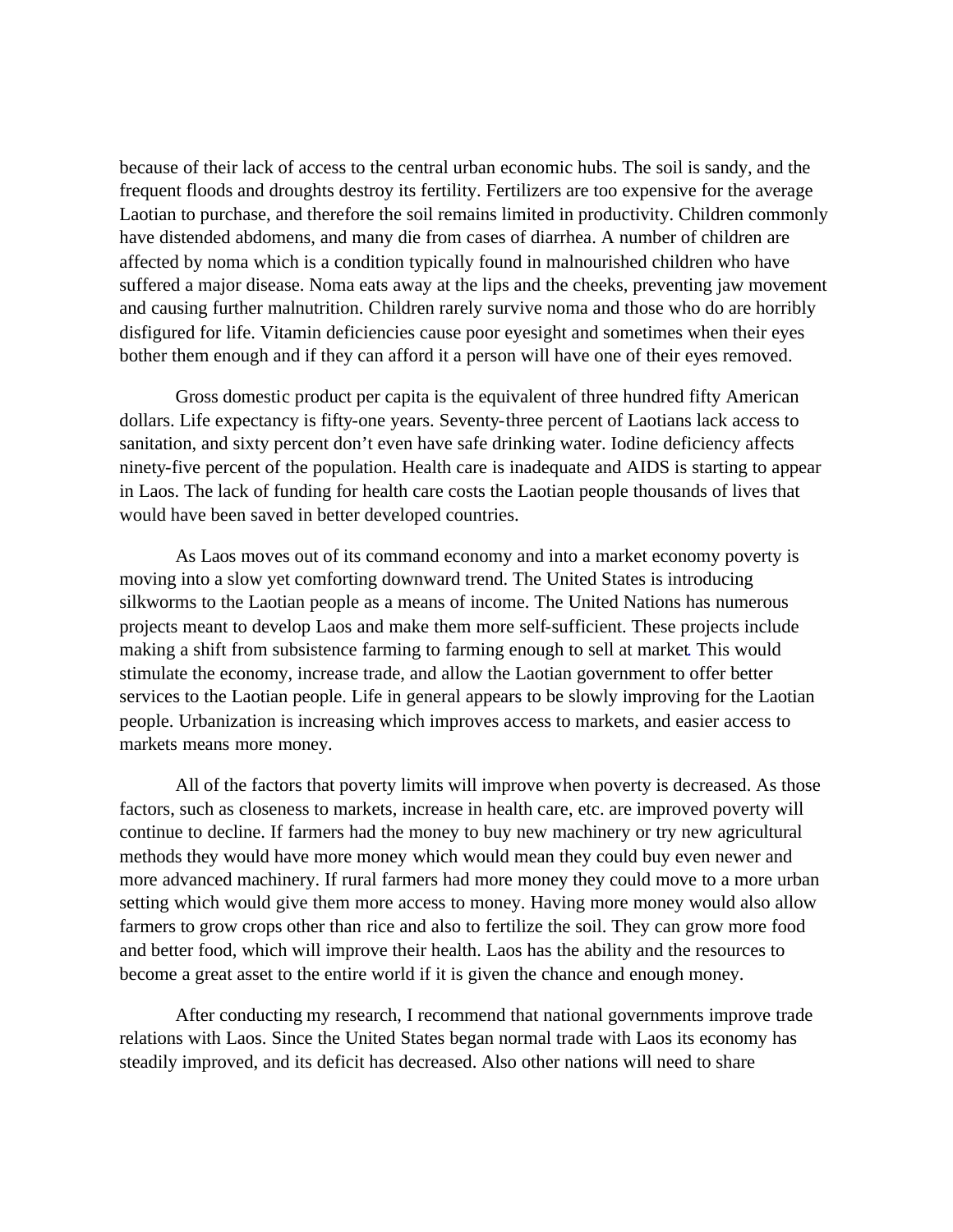because of their lack of access to the central urban economic hubs. The soil is sandy, and the frequent floods and droughts destroy its fertility. Fertilizers are too expensive for the average Laotian to purchase, and therefore the soil remains limited in productivity. Children commonly have distended abdomens, and many die from cases of diarrhea. A number of children are affected by noma which is a condition typically found in malnourished children who have suffered a major disease. Noma eats away at the lips and the cheeks, preventing jaw movement and causing further malnutrition. Children rarely survive noma and those who do are horribly disfigured for life. Vitamin deficiencies cause poor eyesight and sometimes when their eyes bother them enough and if they can afford it a person will have one of their eyes removed.

Gross domestic product per capita is the equivalent of three hundred fifty American dollars. Life expectancy is fifty-one years. Seventy-three percent of Laotians lack access to sanitation, and sixty percent don't even have safe drinking water. Iodine deficiency affects ninety-five percent of the population. Health care is inadequate and AIDS is starting to appear in Laos. The lack of funding for health care costs the Laotian people thousands of lives that would have been saved in better developed countries.

As Laos moves out of its command economy and into a market economy poverty is moving into a slow yet comforting downward trend. The United States is introducing silkworms to the Laotian people as a means of income. The United Nations has numerous projects meant to develop Laos and make them more self-sufficient. These projects include making a shift from subsistence farming to farming enough to sell at market. This would stimulate the economy, increase trade, and allow the Laotian government to offer better services to the Laotian people. Life in general appears to be slowly improving for the Laotian people. Urbanization is increasing which improves access to markets, and easier access to markets means more money.

All of the factors that poverty limits will improve when poverty is decreased. As those factors, such as closeness to markets, increase in health care, etc. are improved poverty will continue to decline. If farmers had the money to buy new machinery or try new agricultural methods they would have more money which would mean they could buy even newer and more advanced machinery. If rural farmers had more money they could move to a more urban setting which would give them more access to money. Having more money would also allow farmers to grow crops other than rice and also to fertilize the soil. They can grow more food and better food, which will improve their health. Laos has the ability and the resources to become a great asset to the entire world if it is given the chance and enough money.

After conducting my research, I recommend that national governments improve trade relations with Laos. Since the United States began normal trade with Laos its economy has steadily improved, and its deficit has decreased. Also other nations will need to share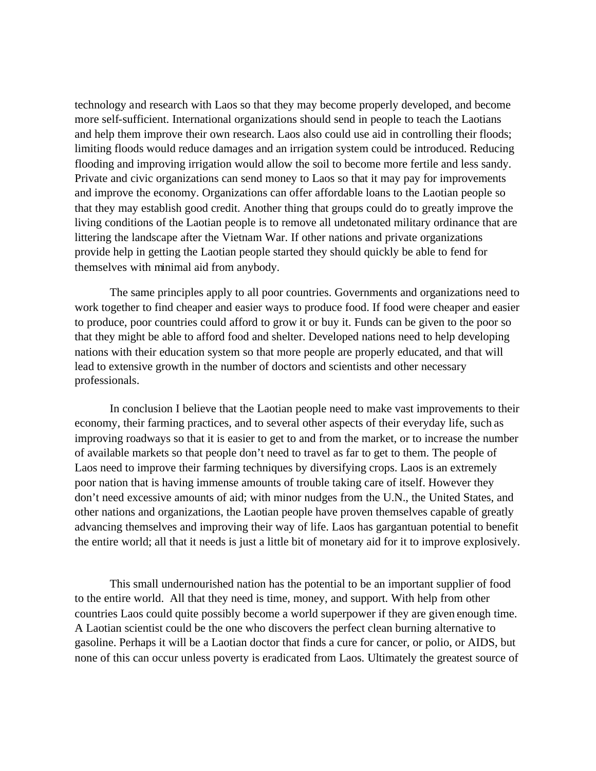technology and research with Laos so that they may become properly developed, and become more self-sufficient. International organizations should send in people to teach the Laotians and help them improve their own research. Laos also could use aid in controlling their floods; limiting floods would reduce damages and an irrigation system could be introduced. Reducing flooding and improving irrigation would allow the soil to become more fertile and less sandy. Private and civic organizations can send money to Laos so that it may pay for improvements and improve the economy. Organizations can offer affordable loans to the Laotian people so that they may establish good credit. Another thing that groups could do to greatly improve the living conditions of the Laotian people is to remove all undetonated military ordinance that are littering the landscape after the Vietnam War. If other nations and private organizations provide help in getting the Laotian people started they should quickly be able to fend for themselves with minimal aid from anybody.

The same principles apply to all poor countries. Governments and organizations need to work together to find cheaper and easier ways to produce food. If food were cheaper and easier to produce, poor countries could afford to grow it or buy it. Funds can be given to the poor so that they might be able to afford food and shelter. Developed nations need to help developing nations with their education system so that more people are properly educated, and that will lead to extensive growth in the number of doctors and scientists and other necessary professionals.

In conclusion I believe that the Laotian people need to make vast improvements to their economy, their farming practices, and to several other aspects of their everyday life, such as improving roadways so that it is easier to get to and from the market, or to increase the number of available markets so that people don't need to travel as far to get to them. The people of Laos need to improve their farming techniques by diversifying crops. Laos is an extremely poor nation that is having immense amounts of trouble taking care of itself. However they don't need excessive amounts of aid; with minor nudges from the U.N., the United States, and other nations and organizations, the Laotian people have proven themselves capable of greatly advancing themselves and improving their way of life. Laos has gargantuan potential to benefit the entire world; all that it needs is just a little bit of monetary aid for it to improve explosively.

This small undernourished nation has the potential to be an important supplier of food to the entire world. All that they need is time, money, and support. With help from other countries Laos could quite possibly become a world superpower if they are given enough time. A Laotian scientist could be the one who discovers the perfect clean burning alternative to gasoline. Perhaps it will be a Laotian doctor that finds a cure for cancer, or polio, or AIDS, but none of this can occur unless poverty is eradicated from Laos. Ultimately the greatest source of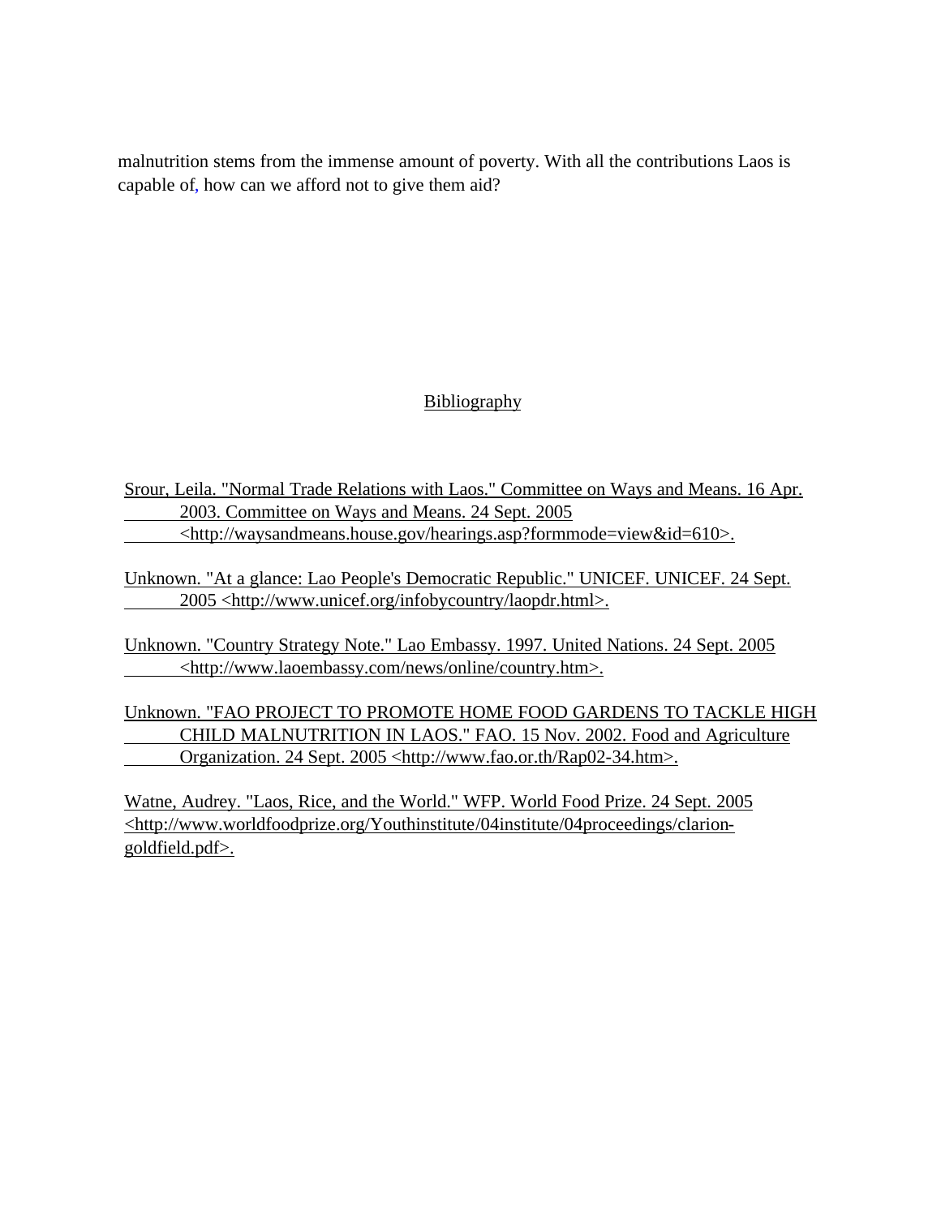malnutrition stems from the immense amount of poverty. With all the contributions Laos is capable of, how can we afford not to give them aid?

## Bibliography

Srour, Leila. "Normal Trade Relations with Laos." Committee on Ways and Means. 16 Apr. 2003. Committee on Ways and Means. 24 Sept. 2005 <http://waysandmeans.house.gov/hearings.asp?formmode=view&id=610>.

Unknown. "At a glance: Lao People's Democratic Republic." UNICEF. UNICEF. 24 Sept. 2005 <http://www.unicef.org/infobycountry/laopdr.html>.

Unknown. "Country Strategy Note." Lao Embassy. 1997. United Nations. 24 Sept. 2005 <http://www.laoembassy.com/news/online/country.htm>.

Unknown. "FAO PROJECT TO PROMOTE HOME FOOD GARDENS TO TACKLE HIGH CHILD MALNUTRITION IN LAOS." FAO. 15 Nov. 2002. Food and Agriculture Organization. 24 Sept. 2005 <http://www.fao.or.th/Rap02-34.htm>.

Watne, Audrey. "Laos, Rice, and the World." WFP. World Food Prize. 24 Sept. 2005 <http://www.worldfoodprize.org/Youthinstitute/04institute/04proceedings/clarion-goldfield.pdf>.